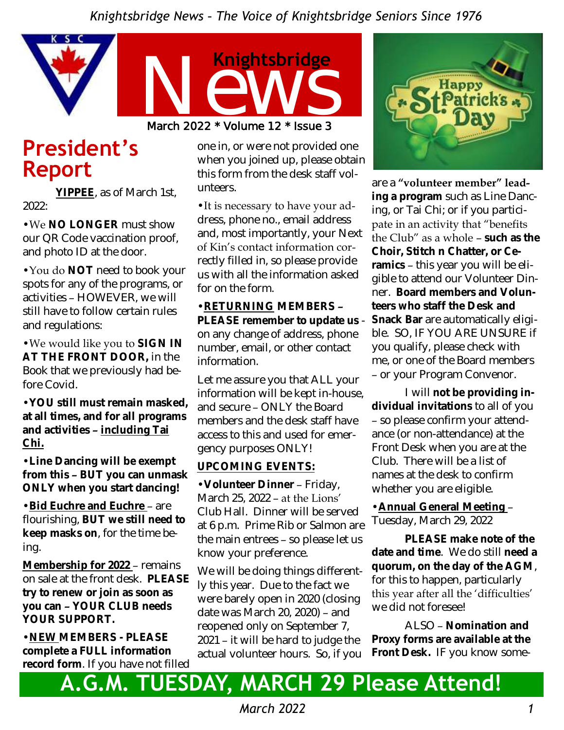*Knightsbridge News - The Voice of Knightsbridge Seniors Since 1976*

# Knightsbridge News

March 2022 * Volume 12 * Issue 3

## President's Report

**YIPPEE**, as of March 1st, 2022:

• We **NO LONGER** must show our QR Code vaccination proof, and photo ID at the door.

• You do **NOT** need to book your spots for any of the programs, or activities – HOWEVER, we will still have to follow certain rules and regulations:

• We would like you to **SIGN IN AT THE FRONT DOOR,** in the Book that we previously had before Covid.

• **YOU still must remain masked, at all times, and for all programs and activities – including Tai Chi.**

• **Line Dancing will be exempt from this – BUT you can unmask ONLY when you start dancing!**

• **Bid Euchre and Euchre** – are flourishing, **BUT we still need to keep masks on**, for the time being.

**Membership for 2022** – remains on sale at the front desk. **PLEASE try to renew or join as soon as you can – YOUR CLUB needs YOUR SUPPORT.**

• **NEW MEMBERS - PLEASE complete a FULL information record form**. If you have not filled one in, or were not provided one when you joined up, please obtain this form from the desk staff volunteers.

• It is necessary to have your address, phone no., email address and, most importantly, your Next of Kin's contact information correctly filled in, so please provide us with all the information asked for on the form.

• **RETURNING MEMBERS – PLEASE remember to update us** - on any change of address, phone number, email, or other contact information.

Let me assure you that ALL your information will be kept in-house, and secure – ONLY the Board members and the desk staff have access to this and used for emergency purposes ONLY!

**UPCOMING EVENTS:**

• **Volunteer Dinner** – Friday, March 25, 2022 – at the Lions' Club Hall. Dinner will be served at 6 p.m. Prime Rib or Salmon are the main entrees – so please let us know your preference.

We will be doing things differently this year. Due to the fact we were barely open in 2020 (closing date was March 20, 2020) – and reopened only on September 7, 2021 – it will be hard to judge the actual volunteer hours. So, if you are a **"volunteer member" leading a program** such as Line Dancing, or Tai Chi; or if you participate in an activity that "benefits the Club" as a whole – **such as the Choir, Stitch n Chatter, or Ceramics** – this year you will be eligible to attend our Volunteer Dinner. **Board members and Volunteers who staff the Desk and Snack Bar** are automatically eligible. SO, IF YOU ARE UNSURE if you qualify, please check with me, or one of the Board members – or your Program Convenor.

I will **not be providing individual invitations** to all of you – so please confirm your attendance (or non-attendance) at the Front Desk when you are at the Club. There will be a list of names at the desk to confirm whether you are eligible.

• **Annual General Meeting** – Tuesday, March 29, 2022

**PLEASE make note of the date and time**. We do still **need a quorum, on the day of the AGM**, for this to happen, particularly this year after all the 'difficulties' we did not foresee!

ALSO – **Nomination and Proxy forms are available at the Front Desk.** If you know some-

**A.G.M. TUESDAY, MARCH 29 Please Attend!**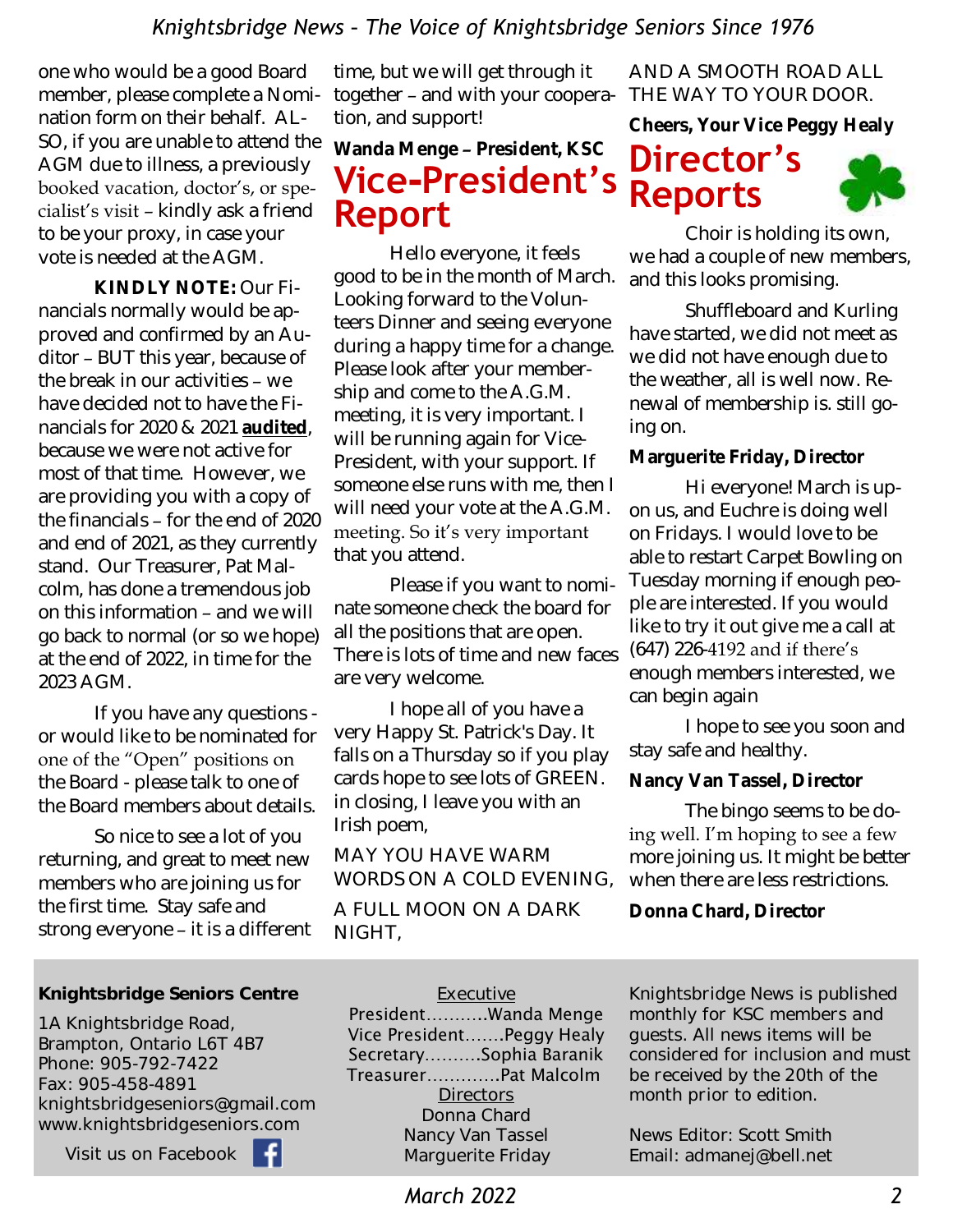one who would be a good Board member, please complete a Nomination form on their behalf. ALSO, if you are unable to attend the AGM due to illness, a previously booked vacation, doctor's, or specialist's visit – kindly ask a friend to be your proxy, in case your vote is needed at the AGM.

**KINDLY NOTE:** Our Financials normally would be approved and confirmed by an Auditor – BUT this year, because of the break in our activities – we have decided not to have the Financials for 2020 & 2021 **audited**, because we were not active for most of that time. However, we are providing you with a copy of the financials – for the end of 2020 and end of 2021, as they currently stand. Our Treasurer, Pat Malcolm, has done a tremendous job on this information – and we will go back to normal (or so we hope) at the end of 2022, in time for the 2023 AGM.

If you have any questions - or would like to be nominated for one of the "Open" positions on the Board - please talk to one of the Board members about details.

So nice to see a lot of you returning, and great to meet new members who are joining us for the first time. Stay safe and strong everyone – it is a different time, but we will get through it together – and with your cooperation, and support!

**Wanda Menge – President, KSC**

# Vice-President's Report

Hello everyone, it feels good to be in the month of March. Looking forward to the Volunteers Dinner and seeing everyone during a happy time for a change. Please look after your membership and come to the A.G.M. meeting, it is very important. I will be running again for Vice-President, with your support. If someone else runs with me, then I will need your vote at the A.G.M. meeting. So it's very important that you attend.

Please if you want to nominate someone check the board for all the positions that are open. There is lots of time and new faces are very welcome.

I hope all of you have a very Happy St. Patrick's Day. It falls on a Thursday so if you play cards hope to see lots of GREEN. in closing, I leave you with an Irish poem,

MAY YOU HAVE WARM WORDS ON A COLD EVENING,

A FULL MOON ON A DARK NIGHT,

AND A SMOOTH ROAD ALL THE WAY TO YOUR DOOR.

**Cheers, Your Vice Peggy Healy**

# Director's Reports

Choir is holding its own, we had a couple of new members, and this looks promising.

Shuffleboard and Kurling have started, we did not meet as we did not have enough due to the weather, all is well now. Renewal of membership is. still going on.

**Marguerite Friday, Director**

Hi everyone! March is upon us, and Euchre is doing well on Fridays. I would love to be able to restart Carpet Bowling on Tuesday morning if enough people are interested. If you would like to try it out give me a call at (647) 226-4192 and if there's enough members interested, we can begin again

I hope to see you soon and stay safe and healthy.

**Nancy Van Tassel, Director**

The bingo seems to be doing well. I'm hoping to see a few more joining us. It might be better when there are less restrictions.

**Donna Chard, Director**

---

**Knightsbridge Seniors Centre**

1A Knightsbridge Road,
Brampton, Ontario L6T 4B7
Phone: 905-792-7422
Fax: 905-458-4891
knightsbridgeseniors@gmail.com
www.knightsbridgeseniors.com

Visit us on Facebook

Executive
President...........Wanda Menge
Vice President.......Peggy Healy
Secretary..........Sophia Baranik
Treasurer.............Pat Malcolm
Directors
Donna Chard
Nancy Van Tassel
Marguerite Friday

Knightsbridge News is published monthly for KSC members and guests. All news items will be considered for inclusion and must be received by the 20th of the month prior to edition.

News Editor: Scott Smith
Email: admanej@bell.net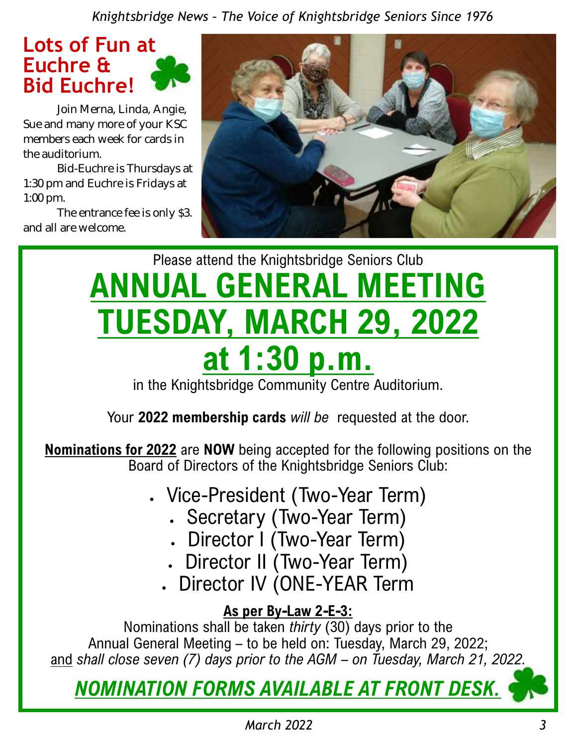## Lots of Fun at Euchre & Bid Euchre!

Join Merna, Linda, Angie, Sue and many more of your KSC members each week for cards in the auditorium.

Bid-Euchre is Thursdays at 1:30 pm and Euchre is Fridays at 1:00 pm.

The entrance fee is only $3. and all are welcome.

Please attend the Knightsbridge Seniors Club

# ANNUAL GENERAL MEETING TUESDAY, MARCH 29, 2022 at 1:30 p.m.

in the Knightsbridge Community Centre Auditorium.

Your **2022 membership cards** *will be* requested at the door.

**Nominations for 2022** are **NOW** being accepted for the following positions on the Board of Directors of the Knightsbridge Seniors Club:

- Vice-President (Two-Year Term)
- Secretary (Two-Year Term)
- Director I (Two-Year Term)
- Director II (Two-Year Term)
- Director IV (ONE-YEAR Term

**As per By-Law 2-E-3:**

Nominations shall be taken *thirty* (30) days prior to the Annual General Meeting – to be held on: Tuesday, March 29, 2022; and *shall close seven (7) days prior to the AGM – on Tuesday, March 21, 2022.*

***NOMINATION FORMS AVAILABLE AT FRONT DESK.***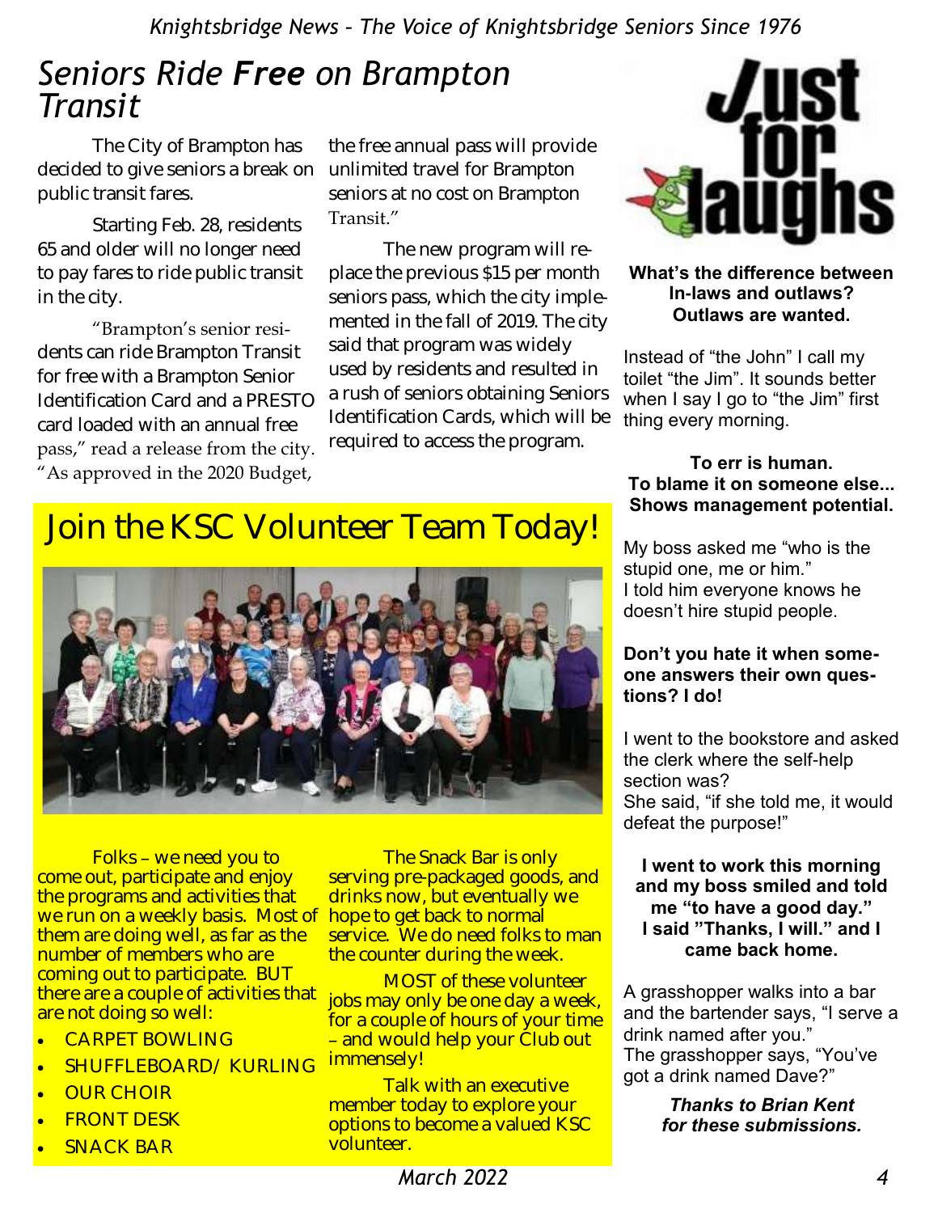# Seniors Ride ***Free*** on Brampton Transit

The City of Brampton has decided to give seniors a break on public transit fares.

Starting Feb. 28, residents 65 and older will no longer need to pay fares to ride public transit in the city.

"Brampton's senior residents can ride Brampton Transit for free with a Brampton Senior Identification Card and a PRESTO card loaded with an annual free pass," read a release from the city. "As approved in the 2020 Budget, the free annual pass will provide unlimited travel for Brampton seniors at no cost on Brampton Transit."

The new program will replace the previous $15 per month seniors pass, which the city implemented in the fall of 2019. The city said that program was widely used by residents and resulted in a rush of seniors obtaining Seniors Identification Cards, which will be required to access the program.

# Join the KSC Volunteer Team Today!

Folks – we need you to come out, participate and enjoy the programs and activities that we run on a weekly basis. Most of them are doing well, as far as the number of members who are coming out to participate. BUT there are a couple of activities that are not doing so well:

- CARPET BOWLING
- SHUFFLEBOARD/ KURLING
- OUR CHOIR
- FRONT DESK
- SNACK BAR

The Snack Bar is only serving pre-packaged goods, and drinks now, but eventually we hope to get back to normal service. We do need folks to man the counter during the week.

MOST of these volunteer jobs may only be one day a week, for a couple of hours of your time – and would help your Club out immensely!

Talk with an executive member today to explore your options to become a valued KSC volunteer.

# Just for laughs

**What's the difference between In-laws and outlaws? Outlaws are wanted.**

Instead of "the John" I call my toilet "the Jim". It sounds better when I say I go to "the Jim" first thing every morning.

**To err is human. To blame it on someone else... Shows management potential.**

My boss asked me "who is the stupid one, me or him."
I told him everyone knows he doesn't hire stupid people.

**Don't you hate it when someone answers their own questions? I do!**

I went to the bookstore and asked the clerk where the self-help section was?
She said, "if she told me, it would defeat the purpose!"

**I went to work this morning and my boss smiled and told me "to have a good day." I said "Thanks, I will." and I came back home.**

A grasshopper walks into a bar and the bartender says, "I serve a drink named after you."
The grasshopper says, "You've got a drink named Dave?"

***Thanks to Brian Kent for these submissions.***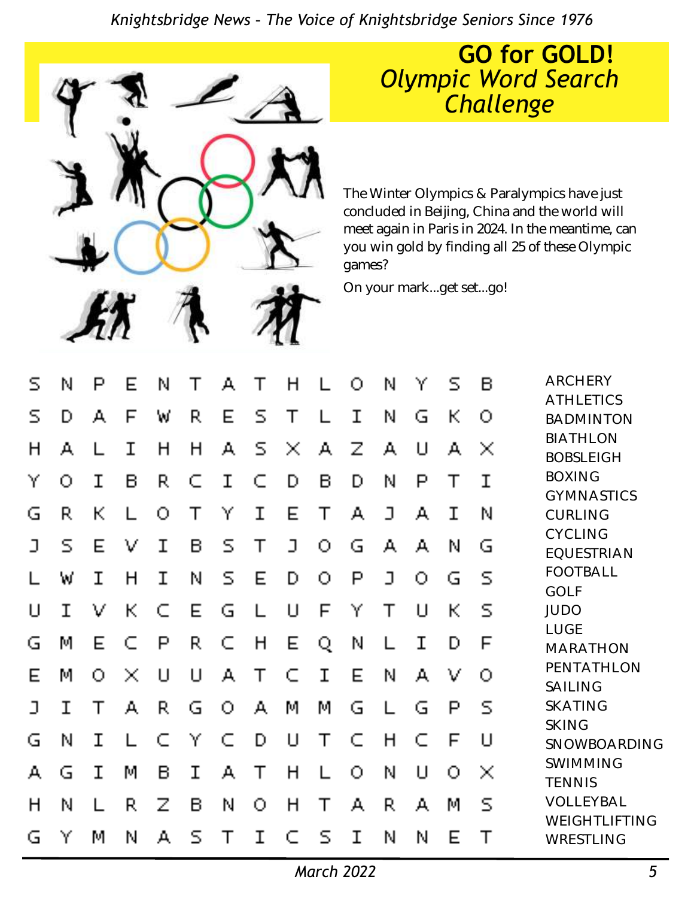# GO for GOLD!
## *Olympic Word Search Challenge*

The Winter Olympics & Paralympics have just concluded in Beijing, China and the world will meet again in Paris in 2024. In the meantime, can you win gold by finding all 25 of these Olympic games?

On your mark...get set...go!

```
S N P E N T A T H L O N Y S B
S D A F W R E S T L I N G K O
H A L I H H A S X A Z A U A X
Y O I B R C I C D B D N P T I
G R K L O T Y I E T A J A I N
J S E V I B S T J O G A A N G
L W I H I N S E D O P J O G S
U I V K C E G L U F Y T U K S
G M E C P R C H E Q N L I D F
E M O X U U A T C I E N A V O
J I T A R G O A M M G L G P S
G N I L C Y C D U T C H C F U
A G I M B I A T H L O N U O X
H N L R Z B N O H T A R A M S
G Y M N A S T I C S I N N E T
```

- ARCHERY
- ATHLETICS
- BADMINTON
- BIATHLON
- BOBSLEIGH
- BOXING
- GYMNASTICS
- CURLING
- CYCLING
- EQUESTRIAN
- FOOTBALL
- GOLF
- JUDO
- LUGE
- MARATHON
- PENTATHLON
- SAILING
- SKATING
- SKING
- SNOWBOARDING
- SWIMMING
- TENNIS
- VOLLEYBAL
- WEIGHTLIFTING
- WRESTLING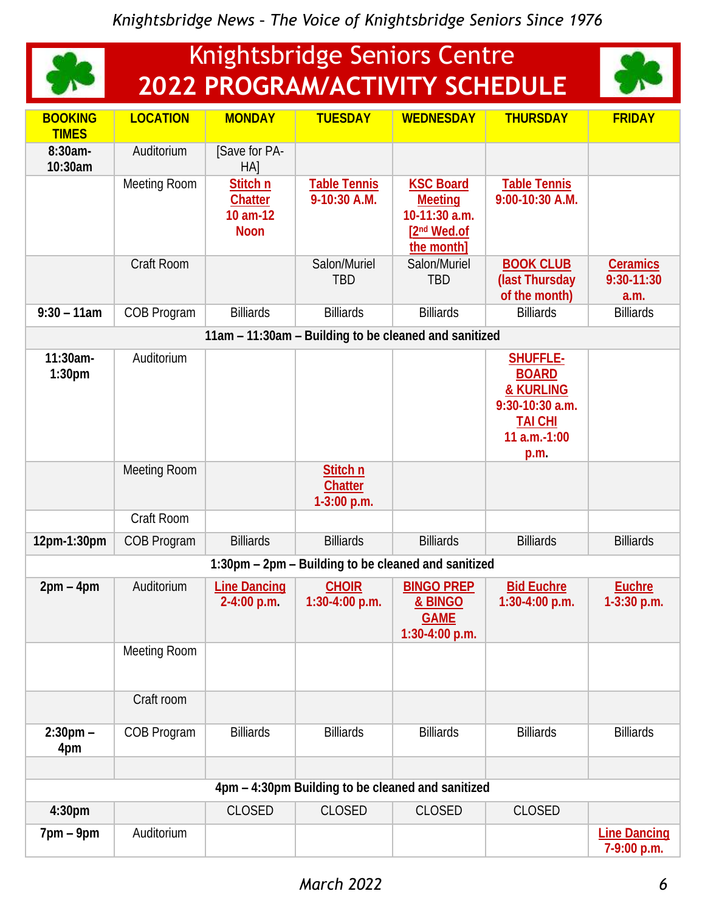# Knightsbridge Seniors Centre
## 2022 PROGRAM/ACTIVITY SCHEDULE

| BOOKING TIMES | LOCATION | MONDAY | TUESDAY | WEDNESDAY | THURSDAY | FRIDAY |
|---|---|---|---|---|---|---|
| 8:30am-10:30am | Auditorium | [Save for PA-HA] | | | | |
| | Meeting Room | **Stitch n Chatter** 10 am-12 Noon | **Table Tennis** 9-10:30 A.M. | **KSC Board Meeting** 10-11:30 a.m. [2nd Wed.of the month] | **Table Tennis** 9:00-10:30 A.M. | |
| | Craft Room | | Salon/Muriel TBD | Salon/Muriel TBD | **BOOK CLUB** (last Thursday of the month) | **Ceramics** 9:30-11:30 a.m. |
| 9:30 – 11am | COB Program | Billiards | Billiards | Billiards | Billiards | Billiards |
| 11am – 11:30am – Building to be cleaned and sanitized | | | | | | |
| 11:30am-1:30pm | Auditorium | | | | **SHUFFLE-BOARD & KURLING** 9:30-10:30 a.m. **TAI CHI** 11 a.m.-1:00 p.m. | |
| | Meeting Room | | **Stitch n Chatter** 1-3:00 p.m. | | | |
| | Craft Room | | | | | |
| 12pm-1:30pm | COB Program | Billiards | Billiards | Billiards | Billiards | Billiards |
| 1:30pm – 2pm – Building to be cleaned and sanitized | | | | | | |
| 2pm – 4pm | Auditorium | **Line Dancing** 2-4:00 p.m. | **CHOIR** 1:30-4:00 p.m. | **BINGO PREP & BINGO GAME** 1:30-4:00 p.m. | **Bid Euchre** 1:30-4:00 p.m. | **Euchre** 1-3:30 p.m. |
| | Meeting Room | | | | | |
| | Craft room | | | | | |
| 2:30pm – 4pm | COB Program | Billiards | Billiards | Billiards | Billiards | Billiards |
| | | | | | | |
| 4pm – 4:30pm Building to be cleaned and sanitized | | | | | | |
| 4:30pm | | CLOSED | CLOSED | CLOSED | CLOSED | |
| 7pm – 9pm | Auditorium | | | | | **Line Dancing** 7-9:00 p.m. |